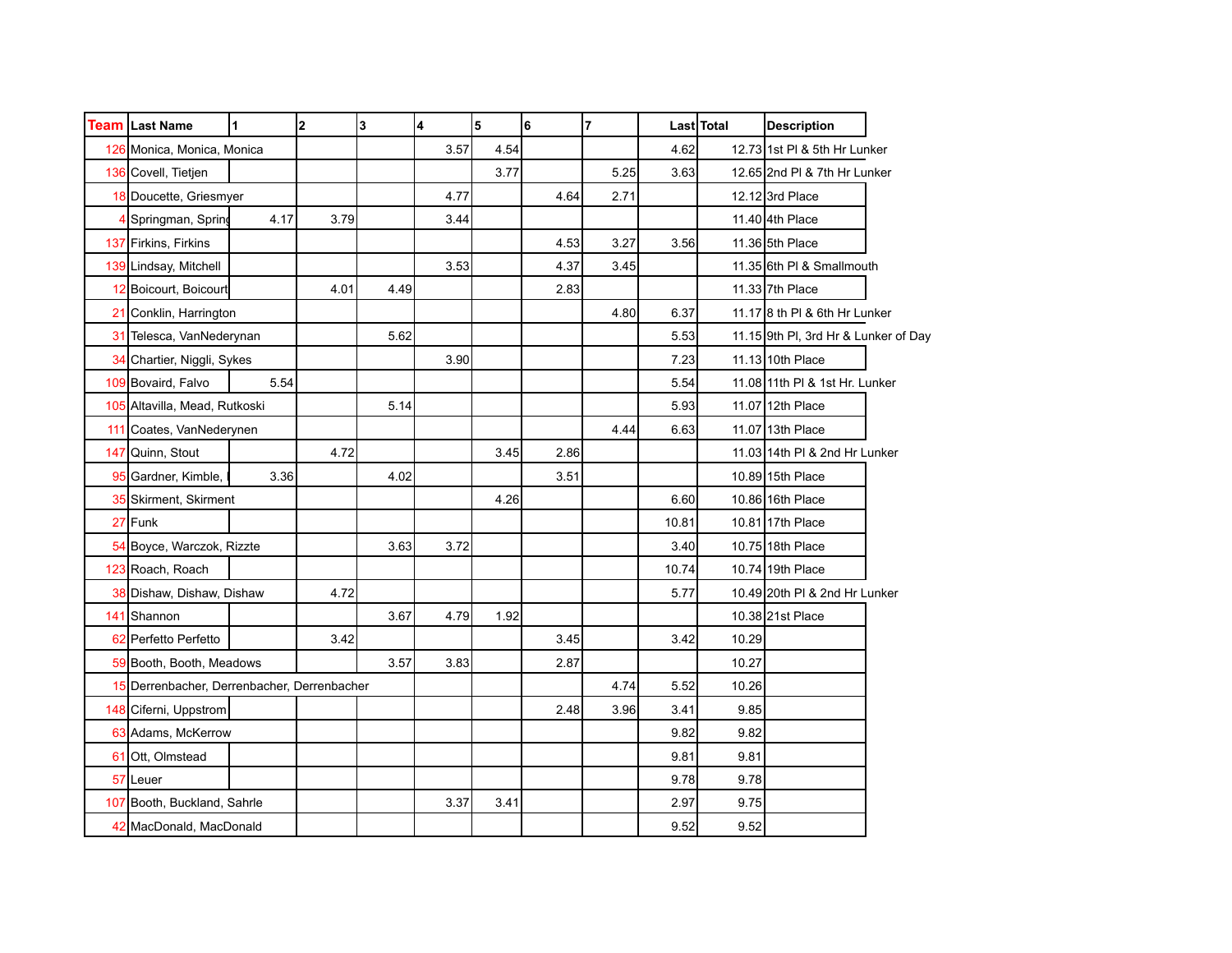| Team | Last Name | 1 | 2 | 3 | 4 | 5 | 6 | 7 | Last | Total | Description |
|---|---|---|---|---|---|---|---|---|---|---|---|
| 126 | Monica, Monica, Monica | | | | 3.57 | 4.54 | | | 4.62 | 12.73 | 1st Pl & 5th Hr Lunker |
| 136 | Covell, Tietjen | | | | | 3.77 | | 5.25 | 3.63 | 12.65 | 2nd Pl & 7th Hr Lunker |
| 18 | Doucette, Griesmyer | | | | 4.77 | | 4.64 | 2.71 | | 12.12 | 3rd Place |
| 4 | Springman, Spring | 4.17 | 3.79 | | 3.44 | | | | | 11.40 | 4th Place |
| 137 | Firkins, Firkins | | | | | | 4.53 | 3.27 | 3.56 | 11.36 | 5th Place |
| 139 | Lindsay, Mitchell | | | | 3.53 | | 4.37 | 3.45 | | 11.35 | 6th Pl & Smallmouth |
| 12 | Boicourt, Boicourt | | 4.01 | 4.49 | | | 2.83 | | | 11.33 | 7th Place |
| 21 | Conklin, Harrington | | | | | | | 4.80 | 6.37 | 11.17 | 8 th Pl & 6th Hr Lunker |
| 31 | Telesca, VanNederynan | | | 5.62 | | | | | 5.53 | 11.15 | 9th Pl, 3rd Hr & Lunker of Day |
| 34 | Chartier, Niggli, Sykes | | | | 3.90 | | | | 7.23 | 11.13 | 10th Place |
| 109 | Bovaird, Falvo | 5.54 | | | | | | | 5.54 | 11.08 | 11th Pl & 1st Hr. Lunker |
| 105 | Altavilla, Mead, Rutkoski | | | 5.14 | | | | | 5.93 | 11.07 | 12th Place |
| 111 | Coates, VanNederynen | | | | | | | 4.44 | 6.63 | 11.07 | 13th Place |
| 147 | Quinn, Stout | | 4.72 | | | 3.45 | 2.86 | | | 11.03 | 14th Pl & 2nd Hr Lunker |
| 95 | Gardner, Kimble, | 3.36 | | 4.02 | | | 3.51 | | | 10.89 | 15th Place |
| 35 | Skirment, Skirment | | | | | 4.26 | | | 6.60 | 10.86 | 16th Place |
| 27 | Funk | | | | | | | | 10.81 | 10.81 | 17th Place |
| 54 | Boyce, Warczok, Rizzte | | | 3.63 | 3.72 | | | | 3.40 | 10.75 | 18th Place |
| 123 | Roach, Roach | | | | | | | | 10.74 | 10.74 | 19th Place |
| 38 | Dishaw, Dishaw, Dishaw | | 4.72 | | | | | | 5.77 | 10.49 | 20th Pl & 2nd Hr Lunker |
| 141 | Shannon | | | 3.67 | 4.79 | 1.92 | | | | 10.38 | 21st Place |
| 62 | Perfetto Perfetto | | 3.42 | | | | 3.45 | | 3.42 | 10.29 | |
| 59 | Booth, Booth, Meadows | | | 3.57 | 3.83 | | 2.87 | | | 10.27 | |
| 15 | Derrenbacher, Derrenbacher, Derrenbacher | | | | | | | 4.74 | 5.52 | 10.26 | |
| 148 | Ciferni, Uppstrom | | | | | | 2.48 | 3.96 | 3.41 | 9.85 | |
| 63 | Adams, McKerrow | | | | | | | | 9.82 | 9.82 | |
| 61 | Ott, Olmstead | | | | | | | | 9.81 | 9.81 | |
| 57 | Leuer | | | | | | | | 9.78 | 9.78 | |
| 107 | Booth, Buckland, Sahrle | | | | 3.37 | 3.41 | | | 2.97 | 9.75 | |
| 42 | MacDonald, MacDonald | | | | | | | | 9.52 | 9.52 | |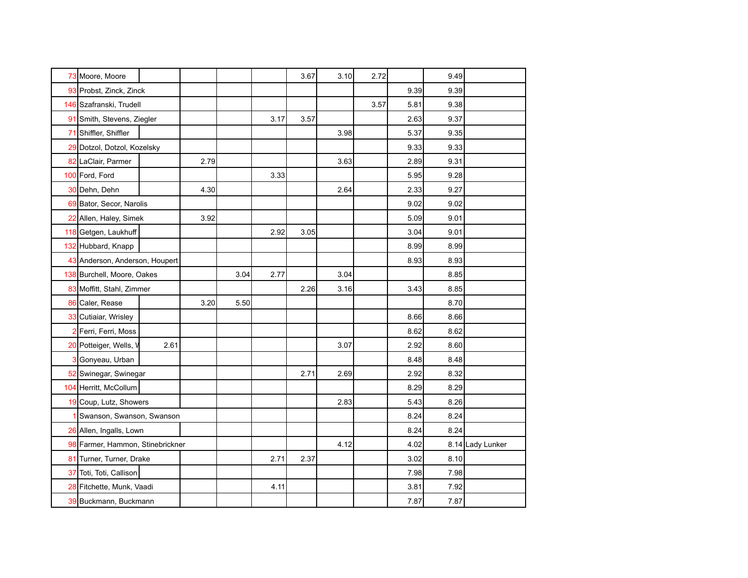| | | | | | | | | | | | |
|---|---|---|---|---|---|---|---|---|---|---|---|
| 73 | Moore, Moore | | | | | 3.67 | 3.10 | 2.72 | | 9.49 | |
| 93 | Probst, Zinck, Zinck | | | | | | | | 9.39 | 9.39 | |
| 146 | Szafranski, Trudell | | | | | | | 3.57 | 5.81 | 9.38 | |
| 91 | Smith, Stevens, Ziegler | | | | 3.17 | 3.57 | | | 2.63 | 9.37 | |
| 71 | Shiffler, Shiffler | | | | | | 3.98 | | 5.37 | 9.35 | |
| 29 | Dotzol, Dotzol, Kozelsky | | | | | | | | 9.33 | 9.33 | |
| 82 | LaClair, Parmer | | 2.79 | | | | 3.63 | | 2.89 | 9.31 | |
| 100 | Ford, Ford | | | | 3.33 | | | | 5.95 | 9.28 | |
| 30 | Dehn, Dehn | | 4.30 | | | | 2.64 | | 2.33 | 9.27 | |
| 69 | Bator, Secor, Narolis | | | | | | | | 9.02 | 9.02 | |
| 22 | Allen, Haley, Simek | | 3.92 | | | | | | 5.09 | 9.01 | |
| 118 | Getgen, Laukhuff | | | | 2.92 | 3.05 | | | 3.04 | 9.01 | |
| 132 | Hubbard, Knapp | | | | | | | | 8.99 | 8.99 | |
| 43 | Anderson, Anderson, Houpert | | | | | | | | 8.93 | 8.93 | |
| 138 | Burchell, Moore, Oakes | | | 3.04 | 2.77 | | 3.04 | | | 8.85 | |
| 83 | Moffitt, Stahl, Zimmer | | | | | 2.26 | 3.16 | | 3.43 | 8.85 | |
| 86 | Caler, Rease | | 3.20 | 5.50 | | | | | | 8.70 | |
| 33 | Cutiaiar, Wrisley | | | | | | | | 8.66 | 8.66 | |
| 2 | Ferri, Ferri, Moss | | | | | | | | 8.62 | 8.62 | |
| 20 | Potteiger, Wells, V | 2.61 | | | | | 3.07 | | 2.92 | 8.60 | |
| 3 | Gonyeau, Urban | | | | | | | | 8.48 | 8.48 | |
| 52 | Swinegar, Swinegar | | | | | 2.71 | 2.69 | | 2.92 | 8.32 | |
| 104 | Herritt, McCollum | | | | | | | | 8.29 | 8.29 | |
| 19 | Coup, Lutz, Showers | | | | | | 2.83 | | 5.43 | 8.26 | |
| 1 | Swanson, Swanson, Swanson | | | | | | | | 8.24 | 8.24 | |
| 26 | Allen, Ingalls, Lown | | | | | | | | 8.24 | 8.24 | |
| 98 | Farmer, Hammon, Stinebrickner | | | | | | 4.12 | | 4.02 | 8.14 | Lady Lunker |
| 81 | Turner, Turner, Drake | | | | 2.71 | 2.37 | | | 3.02 | 8.10 | |
| 37 | Toti, Toti, Callison | | | | | | | | 7.98 | 7.98 | |
| 28 | Fitchette, Munk, Vaadi | | | | 4.11 | | | | 3.81 | 7.92 | |
| 39 | Buckmann, Buckmann | | | | | | | | 7.87 | 7.87 | |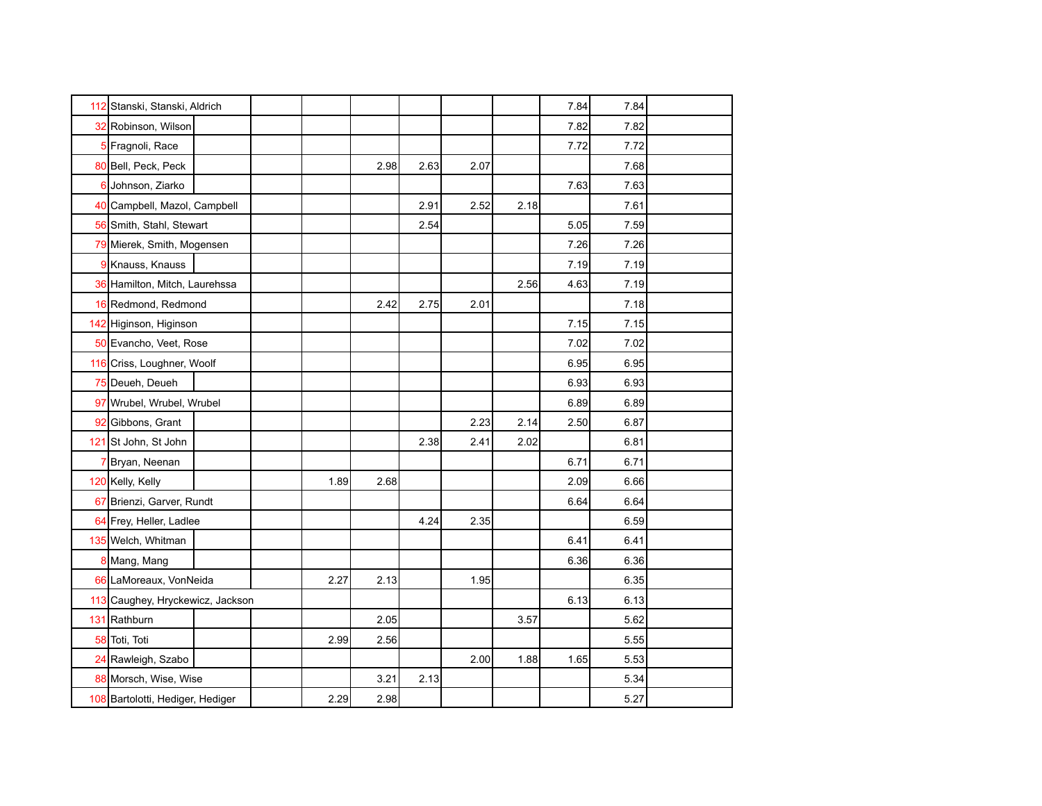| | | | | | | | | | | |
|---|---|---|---|---|---|---|---|---|---|---|
| 112 | Stanski, Stanski, Aldrich | | | | | | | 7.84 | 7.84 | |
| 32 | Robinson, Wilson | | | | | | | 7.82 | 7.82 | |
| 5 | Fragnoli, Race | | | | | | | 7.72 | 7.72 | |
| 80 | Bell, Peck, Peck | | | 2.98 | 2.63 | 2.07 | | | 7.68 | |
| 6 | Johnson, Ziarko | | | | | | | 7.63 | 7.63 | |
| 40 | Campbell, Mazol, Campbell | | | | 2.91 | 2.52 | 2.18 | | 7.61 | |
| 56 | Smith, Stahl, Stewart | | | | 2.54 | | | 5.05 | 7.59 | |
| 79 | Mierek, Smith, Mogensen | | | | | | | 7.26 | 7.26 | |
| 9 | Knauss, Knauss | | | | | | | 7.19 | 7.19 | |
| 36 | Hamilton, Mitch, Laurehssa | | | | | | 2.56 | 4.63 | 7.19 | |
| 16 | Redmond, Redmond | | | 2.42 | 2.75 | 2.01 | | | 7.18 | |
| 142 | Higinson, Higinson | | | | | | | 7.15 | 7.15 | |
| 50 | Evancho, Veet, Rose | | | | | | | 7.02 | 7.02 | |
| 116 | Criss, Loughner, Woolf | | | | | | | 6.95 | 6.95 | |
| 75 | Deueh, Deueh | | | | | | | 6.93 | 6.93 | |
| 97 | Wrubel, Wrubel, Wrubel | | | | | | | 6.89 | 6.89 | |
| 92 | Gibbons, Grant | | | | | 2.23 | 2.14 | 2.50 | 6.87 | |
| 121 | St John, St John | | | | 2.38 | 2.41 | 2.02 | | 6.81 | |
| 7 | Bryan, Neenan | | | | | | | 6.71 | 6.71 | |
| 120 | Kelly, Kelly | | 1.89 | 2.68 | | | | 2.09 | 6.66 | |
| 67 | Brienzi, Garver, Rundt | | | | | | | 6.64 | 6.64 | |
| 64 | Frey, Heller, Ladlee | | | | 4.24 | 2.35 | | | 6.59 | |
| 135 | Welch, Whitman | | | | | | | 6.41 | 6.41 | |
| 8 | Mang, Mang | | | | | | | 6.36 | 6.36 | |
| 66 | LaMoreaux, VonNeida | | 2.27 | 2.13 | | 1.95 | | | 6.35 | |
| 113 | Caughey, Hryckewicz, Jackson | | | | | | | 6.13 | 6.13 | |
| 131 | Rathburn | | | 2.05 | | | 3.57 | | 5.62 | |
| 58 | Toti, Toti | | 2.99 | 2.56 | | | | | 5.55 | |
| 24 | Rawleigh, Szabo | | | | | 2.00 | 1.88 | 1.65 | 5.53 | |
| 88 | Morsch, Wise, Wise | | | 3.21 | 2.13 | | | | 5.34 | |
| 108 | Bartolotti, Hediger, Hediger | | 2.29 | 2.98 | | | | | 5.27 | |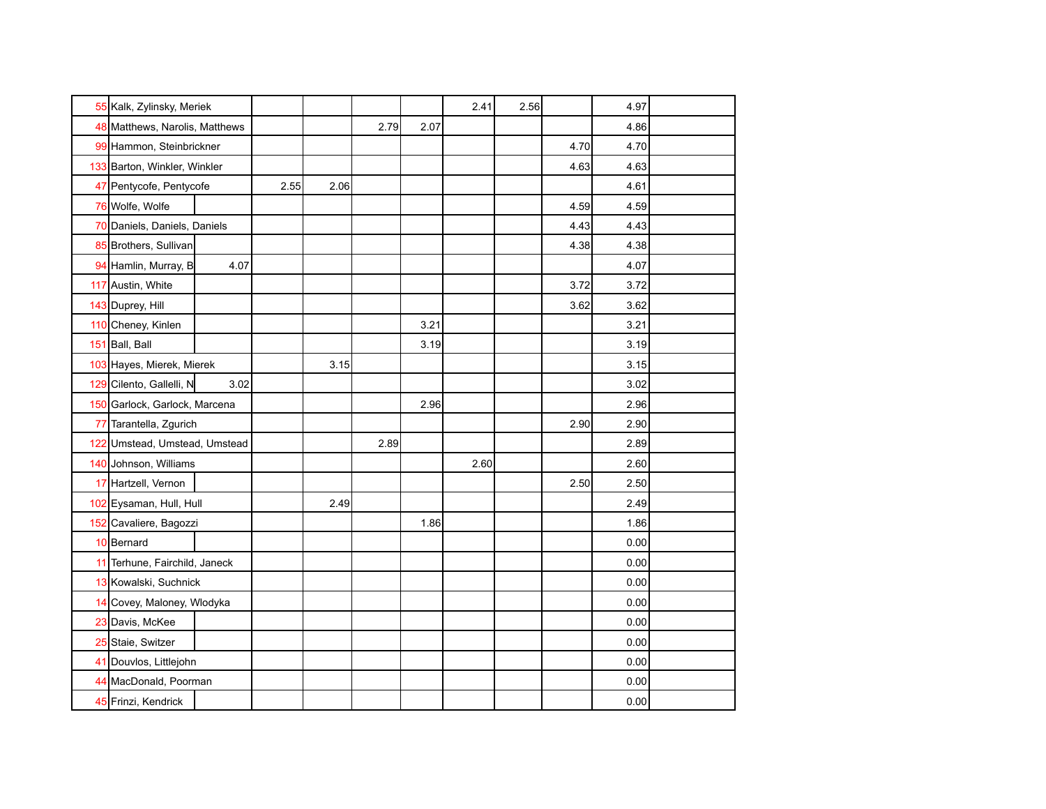| | | | | | | | | | | | |
|---|---|---|---|---|---|---|---|---|---|---|---|
| 55 | Kalk, Zylinsky, Meriek | | | | | | 2.41 | 2.56 | | 4.97 | |
| 48 | Matthews, Narolis, Matthews | | | | 2.79 | 2.07 | | | | 4.86 | |
| 99 | Hammon, Steinbrickner | | | | | | | | 4.70 | 4.70 | |
| 133 | Barton, Winkler, Winkler | | | | | | | | 4.63 | 4.63 | |
| 47 | Pentycofe, Pentycofe | | 2.55 | 2.06 | | | | | | 4.61 | |
| 76 | Wolfe, Wolfe | | | | | | | | 4.59 | 4.59 | |
| 70 | Daniels, Daniels, Daniels | | | | | | | | 4.43 | 4.43 | |
| 85 | Brothers, Sullivan | | | | | | | | 4.38 | 4.38 | |
| 94 | Hamlin, Murray, B | 4.07 | | | | | | | | 4.07 | |
| 117 | Austin, White | | | | | | | | 3.72 | 3.72 | |
| 143 | Duprey, Hill | | | | | | | | 3.62 | 3.62 | |
| 110 | Cheney, Kinlen | | | | | 3.21 | | | | 3.21 | |
| 151 | Ball, Ball | | | | | 3.19 | | | | 3.19 | |
| 103 | Hayes, Mierek, Mierek | | | 3.15 | | | | | | 3.15 | |
| 129 | Cilento, Gallelli, N | 3.02 | | | | | | | | 3.02 | |
| 150 | Garlock, Garlock, Marcena | | | | | 2.96 | | | | 2.96 | |
| 77 | Tarantella, Zgurich | | | | | | | | 2.90 | 2.90 | |
| 122 | Umstead, Umstead, Umstead | | | | 2.89 | | | | | 2.89 | |
| 140 | Johnson, Williams | | | | | | 2.60 | | | 2.60 | |
| 17 | Hartzell, Vernon | | | | | | | | 2.50 | 2.50 | |
| 102 | Eysaman, Hull, Hull | | | 2.49 | | | | | | 2.49 | |
| 152 | Cavaliere, Bagozzi | | | | | 1.86 | | | | 1.86 | |
| 10 | Bernard | | | | | | | | | 0.00 | |
| 11 | Terhune, Fairchild, Janeck | | | | | | | | | 0.00 | |
| 13 | Kowalski, Suchnick | | | | | | | | | 0.00 | |
| 14 | Covey, Maloney, Wlodyka | | | | | | | | | 0.00 | |
| 23 | Davis, McKee | | | | | | | | | 0.00 | |
| 25 | Staie, Switzer | | | | | | | | | 0.00 | |
| 41 | Douvlos, Littlejohn | | | | | | | | | 0.00 | |
| 44 | MacDonald, Poorman | | | | | | | | | 0.00 | |
| 45 | Frinzi, Kendrick | | | | | | | | | 0.00 | |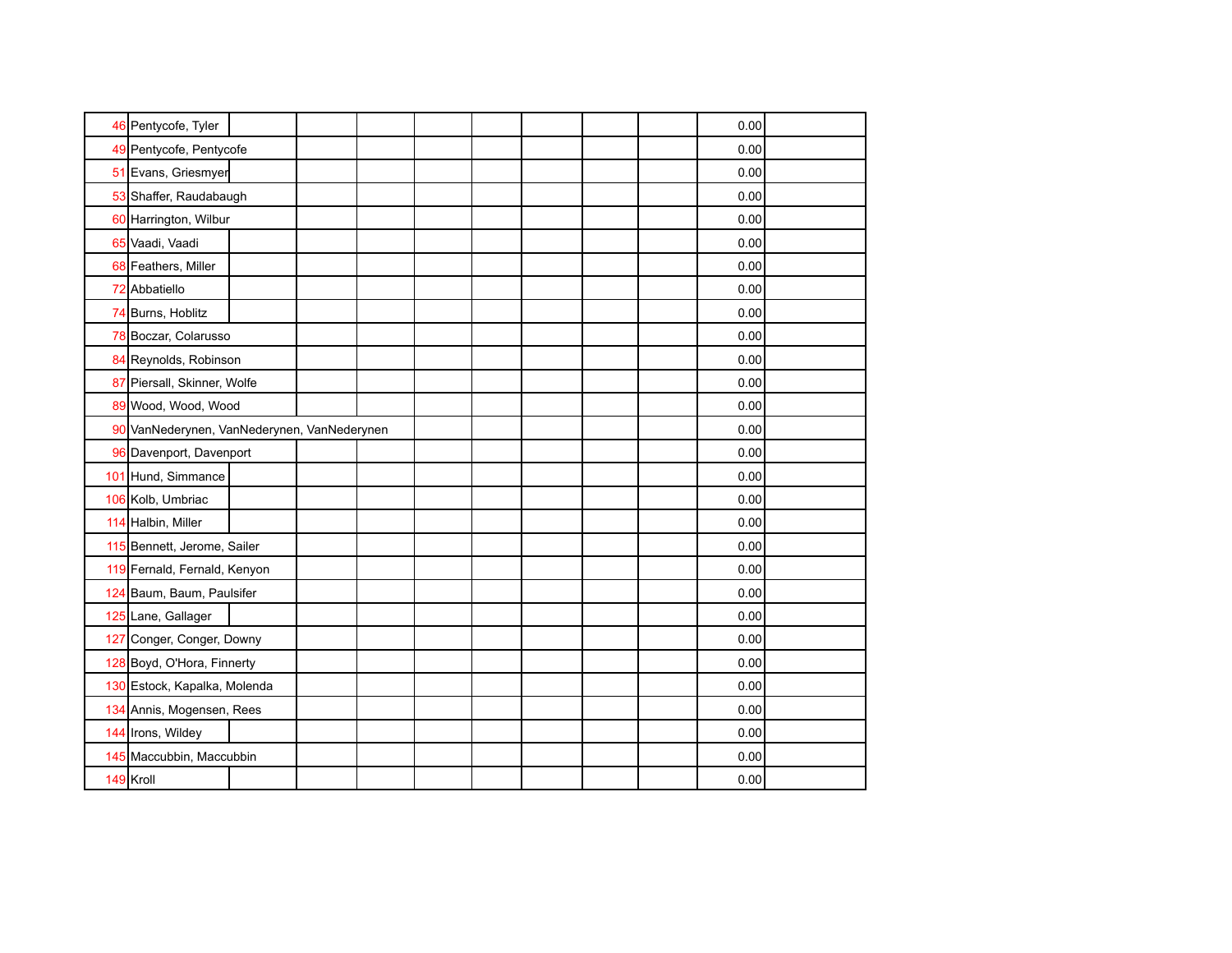| | | | | | | | | | | | |
|---|---|---|---|---|---|---|---|---|---|---|---|
| 46 | Pentycofe, Tyler | | | | | | | | | 0.00 | |
| 49 | Pentycofe, Pentycofe | | | | | | | | | 0.00 | |
| 51 | Evans, Griesmyer | | | | | | | | | 0.00 | |
| 53 | Shaffer, Raudabaugh | | | | | | | | | 0.00 | |
| 60 | Harrington, Wilbur | | | | | | | | | 0.00 | |
| 65 | Vaadi, Vaadi | | | | | | | | | 0.00 | |
| 68 | Feathers, Miller | | | | | | | | | 0.00 | |
| 72 | Abbatiello | | | | | | | | | 0.00 | |
| 74 | Burns, Hoblitz | | | | | | | | | 0.00 | |
| 78 | Boczar, Colarusso | | | | | | | | | 0.00 | |
| 84 | Reynolds, Robinson | | | | | | | | | 0.00 | |
| 87 | Piersall, Skinner, Wolfe | | | | | | | | | 0.00 | |
| 89 | Wood, Wood, Wood | | | | | | | | | 0.00 | |
| 90 | VanNederynen, VanNederynen, VanNederynen | | | | | | | | | 0.00 | |
| 96 | Davenport, Davenport | | | | | | | | | 0.00 | |
| 101 | Hund, Simmance | | | | | | | | | 0.00 | |
| 106 | Kolb, Umbriac | | | | | | | | | 0.00 | |
| 114 | Halbin, Miller | | | | | | | | | 0.00 | |
| 115 | Bennett, Jerome, Sailer | | | | | | | | | 0.00 | |
| 119 | Fernald, Fernald, Kenyon | | | | | | | | | 0.00 | |
| 124 | Baum, Baum, Paulsifer | | | | | | | | | 0.00 | |
| 125 | Lane, Gallager | | | | | | | | | 0.00 | |
| 127 | Conger, Conger, Downy | | | | | | | | | 0.00 | |
| 128 | Boyd, O'Hora, Finnerty | | | | | | | | | 0.00 | |
| 130 | Estock, Kapalka, Molenda | | | | | | | | | 0.00 | |
| 134 | Annis, Mogensen, Rees | | | | | | | | | 0.00 | |
| 144 | Irons, Wildey | | | | | | | | | 0.00 | |
| 145 | Maccubbin, Maccubbin | | | | | | | | | 0.00 | |
| 149 | Kroll | | | | | | | | | 0.00 | |